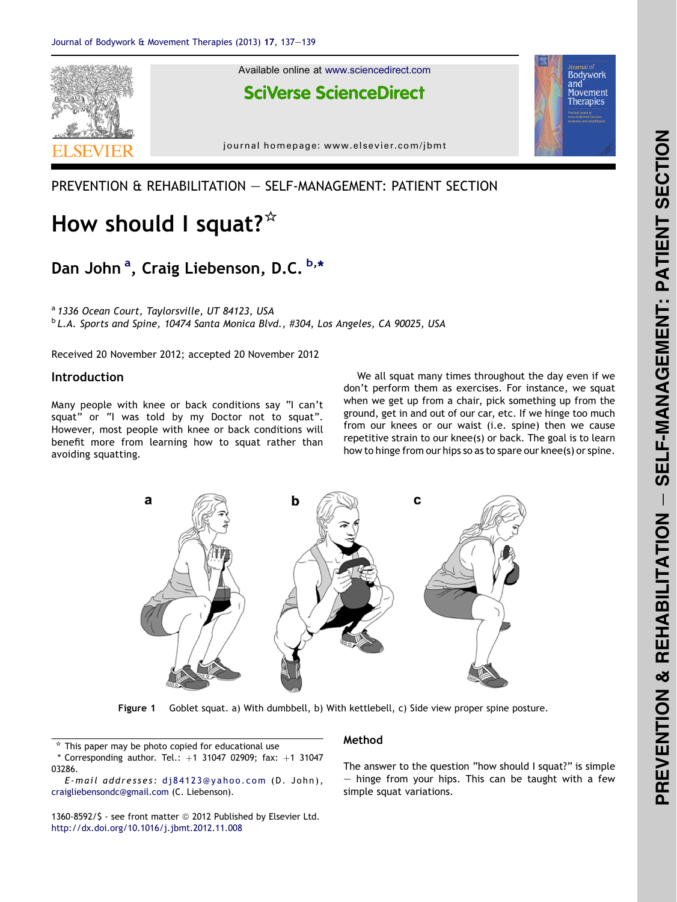PREVENTION & REHABILITATION — SELF-MANAGEMENT: PATIENT SECTION

# How should I squat?☆

**Dan John [a], Craig Liebenson, D.C. [b,*]**

[a] 1336 Ocean Court, Taylorsville, UT 84123, USA
[b] L.A. Sports and Spine, 10474 Santa Monica Blvd., #304, Los Angeles, CA 90025, USA

Received 20 November 2012; accepted 20 November 2012

## Introduction

Many people with knee or back conditions say "I can't squat" or "I was told by my Doctor not to squat". However, most people with knee or back conditions will benefit more from learning how to squat rather than avoiding squatting.

We all squat many times throughout the day even if we don't perform them as exercises. For instance, we squat when we get up from a chair, pick something up from the ground, get in and out of our car, etc. If we hinge too much from our knees or our waist (i.e. spine) then we cause repetitive strain to our knee(s) or back. The goal is to learn how to hinge from our hips so as to spare our knee(s) or spine.

**Figure 1** Goblet squat. a) With dumbbell, b) With kettlebell, c) Side view proper spine posture.

## Method

The answer to the question "how should I squat?" is simple — hinge from your hips. This can be taught with a few simple squat variations.

☆ This paper may be photo copied for educational use
\* Corresponding author. Tel.: +1 31047 02909; fax: +1 31047 03286.
*E-mail addresses:* dj84123@yahoo.com (D. John), craigliebensondc@gmail.com (C. Liebenson).

1360-8592/$ - see front matter © 2012 Published by Elsevier Ltd.
http://dx.doi.org/10.1016/j.jbmt.2012.11.008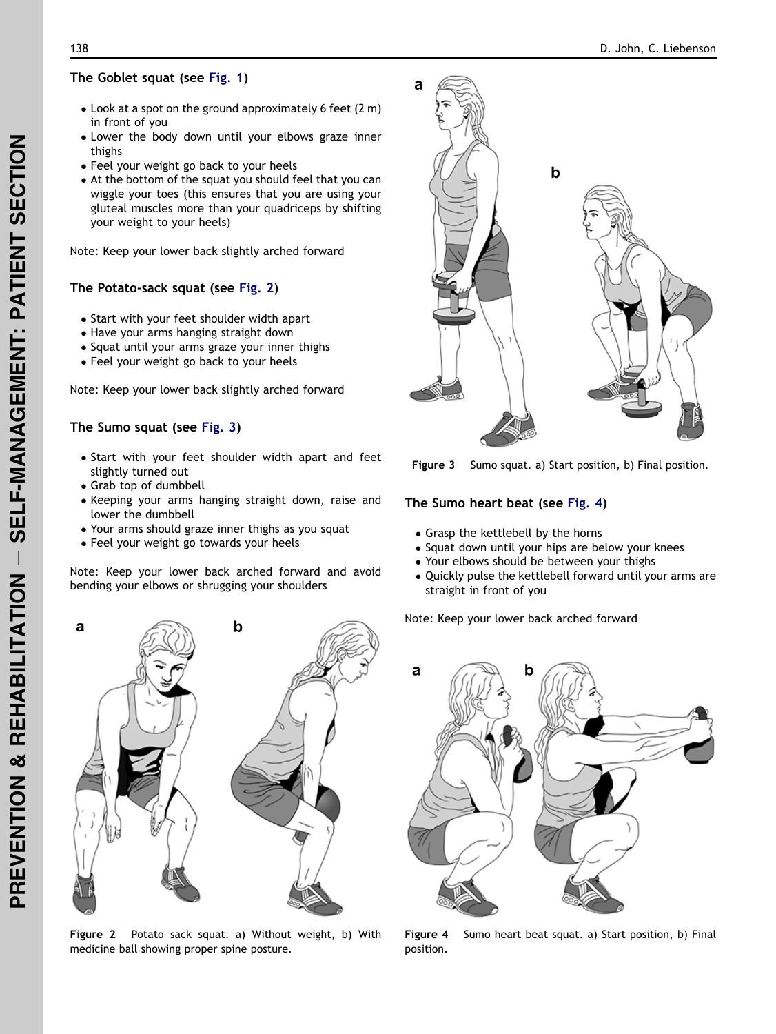### The Goblet squat (see Fig. 1)

- Look at a spot on the ground approximately 6 feet (2 m) in front of you
- Lower the body down until your elbows graze inner thighs
- Feel your weight go back to your heels
- At the bottom of the squat you should feel that you can wiggle your toes (this ensures that you are using your gluteal muscles more than your quadriceps by shifting your weight to your heels)

Note: Keep your lower back slightly arched forward

### The Potato-sack squat (see Fig. 2)

- Start with your feet shoulder width apart
- Have your arms hanging straight down
- Squat until your arms graze your inner thighs
- Feel your weight go back to your heels

Note: Keep your lower back slightly arched forward

### The Sumo squat (see Fig. 3)

- Start with your feet shoulder width apart and feet slightly turned out
- Grab top of dumbbell
- Keeping your arms hanging straight down, raise and lower the dumbbell
- Your arms should graze inner thighs as you squat
- Feel your weight go towards your heels

Note: Keep your lower back arched forward and avoid bending your elbows or shrugging your shoulders

**Figure 2** Potato sack squat. a) Without weight, b) With medicine ball showing proper spine posture.

**Figure 3** Sumo squat. a) Start position, b) Final position.

### The Sumo heart beat (see Fig. 4)

- Grasp the kettlebell by the horns
- Squat down until your hips are below your knees
- Your elbows should be between your thighs
- Quickly pulse the kettlebell forward until your arms are straight in front of you

Note: Keep your lower back arched forward

**Figure 4** Sumo heart beat squat. a) Start position, b) Final position.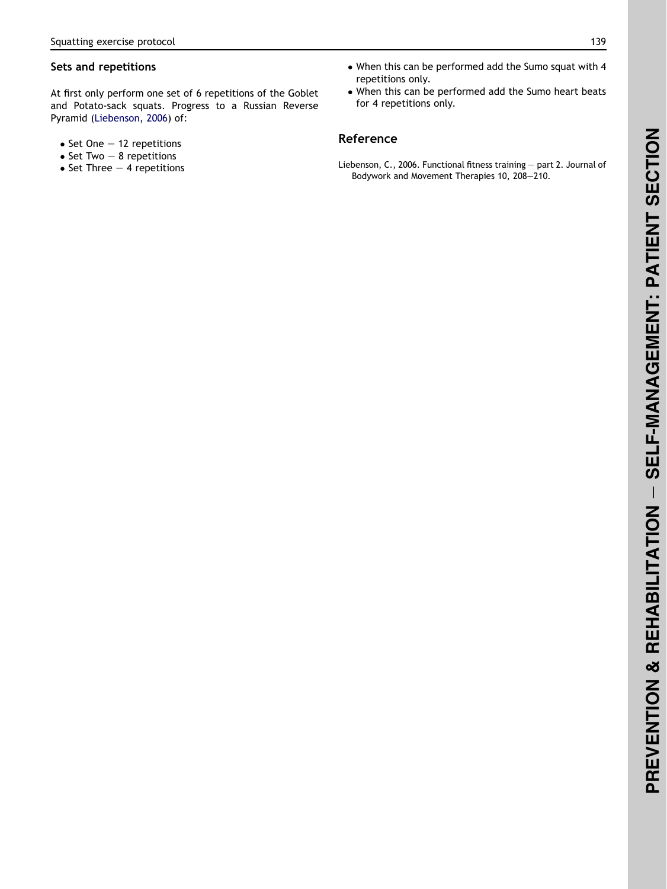## Sets and repetitions

At first only perform one set of 6 repetitions of the Goblet and Potato-sack squats. Progress to a Russian Reverse Pyramid (Liebenson, 2006) of:

- Set One — 12 repetitions
- Set Two — 8 repetitions
- Set Three — 4 repetitions
- When this can be performed add the Sumo squat with 4 repetitions only.
- When this can be performed add the Sumo heart beats for 4 repetitions only.

## Reference

Liebenson, C., 2006. Functional fitness training — part 2. Journal of Bodywork and Movement Therapies 10, 208–210.